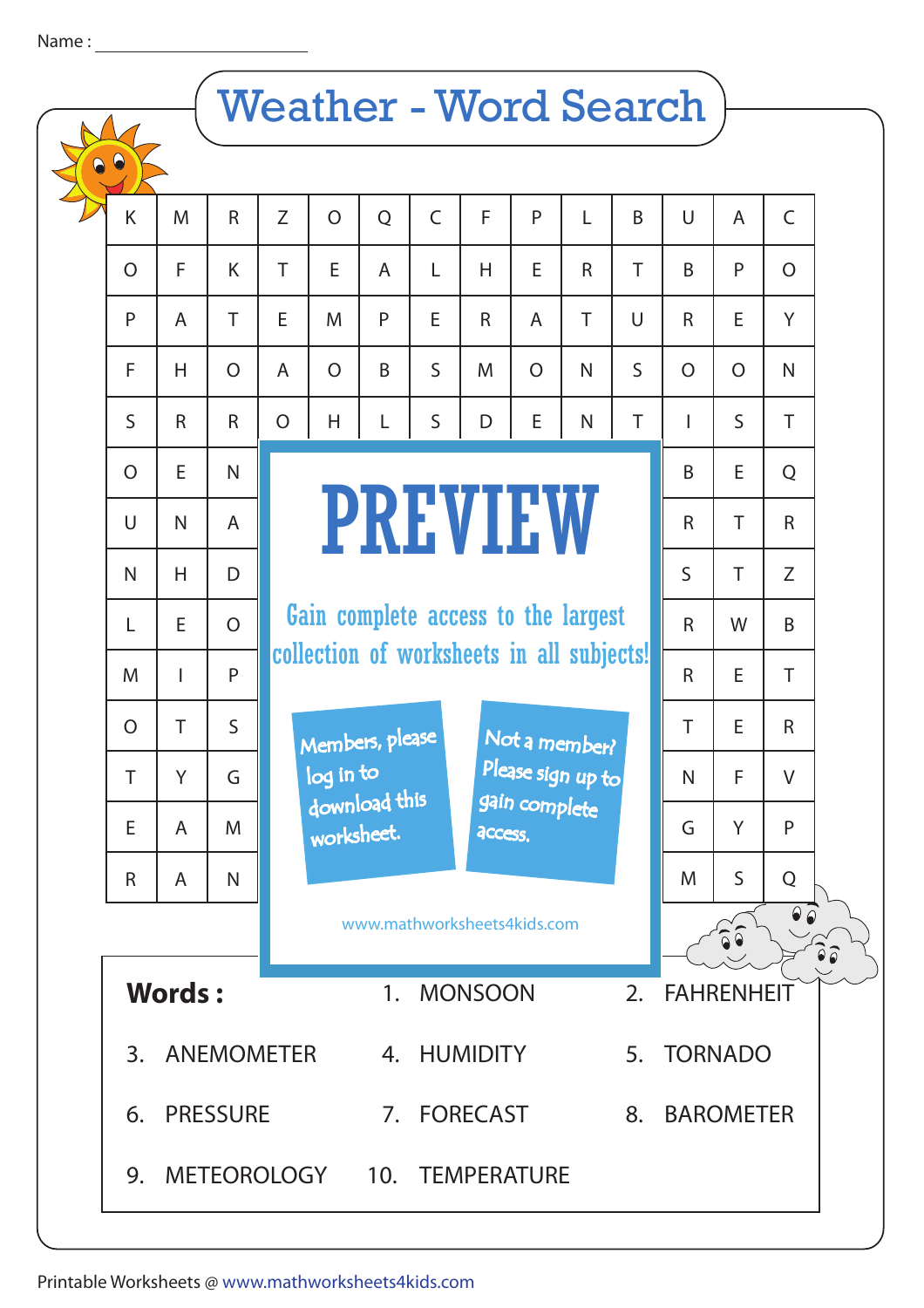Name : ____________________

# Weather - Word Search

| K | M | R | Z | O | Q | C | F | P | L | B | U | A | C |
|---|---|---|---|---|---|---|---|---|---|---|---|---|---|
| O | F | K | T | E | A | L | H | E | R | T | B | P | O |
| P | A | T | E | M | P | E | R | A | T | U | R | E | Y |
| F | H | O | A | O | B | S | M | O | N | S | O | O | N |
| S | R | R | O | H | L | S | D | E | N | T | I | S | T |
| O | E | N | | | | | | | | | B | E | Q |
| U | N | A | | | | | | | | | R | T | R |
| N | H | D | | | | | | | | | S | T | Z |
| L | E | O | | | | | | | | | R | W | B |
| M | I | P | | | | | | | | | R | E | T |
| O | T | S | | | | | | | | | T | E | R |
| T | Y | G | | | | | | | | | N | F | V |
| E | A | M | | | | | | | | | G | Y | P |
| R | A | N | | | | | | | | | M | S | Q |

**PREVIEW**

Gain complete access to the largest collection of worksheets in all subjects!

Members, please log in to download this worksheet.

Not a member? Please sign up to gain complete access.

www.mathworksheets4kids.com

**Words :**

1. MONSOON
2. FAHRENHEIT
3. ANEMOMETER
4. HUMIDITY
5. TORNADO
6. PRESSURE
7. FORECAST
8. BAROMETER
9. METEOROLOGY
10. TEMPERATURE

Printable Worksheets @ www.mathworksheets4kids.com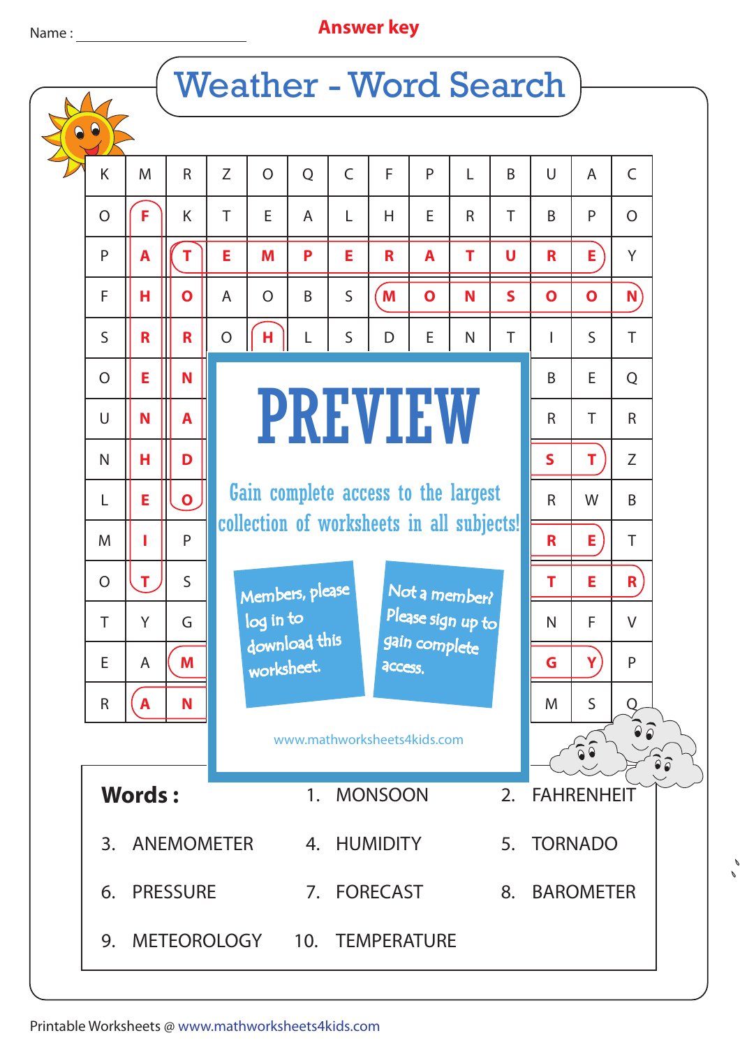Name : ____________________

**Answer key**

# Weather - Word Search

| | | | | | | | | | | | | | |
|---|---|---|---|---|---|---|---|---|---|---|---|---|---|
| K | M | R | Z | O | Q | C | F | P | L | B | U | A | C |
| O | F | K | T | E | A | L | H | E | R | T | B | P | O |
| P | A | T | E | M | P | E | R | A | T | U | R | E | Y |
| F | H | O | A | O | B | S | M | O | N | S | O | O | N |
| S | R | R | O | H | L | S | D | E | N | T | I | S | T |
| O | E | N | | | | | | | | | B | E | Q |
| U | N | A | | | | | | | | | R | T | R |
| N | H | D | | | | | | | | | S | T | Z |
| L | E | O | | | | | | | | | R | W | B |
| M | I | P | | | | | | | | | R | E | T |
| O | T | S | | | | | | | | | T | E | R |
| T | Y | G | | | | | | | | | N | F | V |
| E | A | M | | | | | | | | | G | Y | P |
| R | A | N | | | | | | | | | M | S | Q |

**PREVIEW**

Gain complete access to the largest collection of worksheets in all subjects!

Members, please log in to download this worksheet.

Not a member? Please sign up to gain complete access.

www.mathworksheets4kids.com

**Words :**

1. MONSOON
2. FAHRENHEIT
3. ANEMOMETER
4. HUMIDITY
5. TORNADO
6. PRESSURE
7. FORECAST
8. BAROMETER
9. METEOROLOGY
10. TEMPERATURE

Printable Worksheets @ www.mathworksheets4kids.com